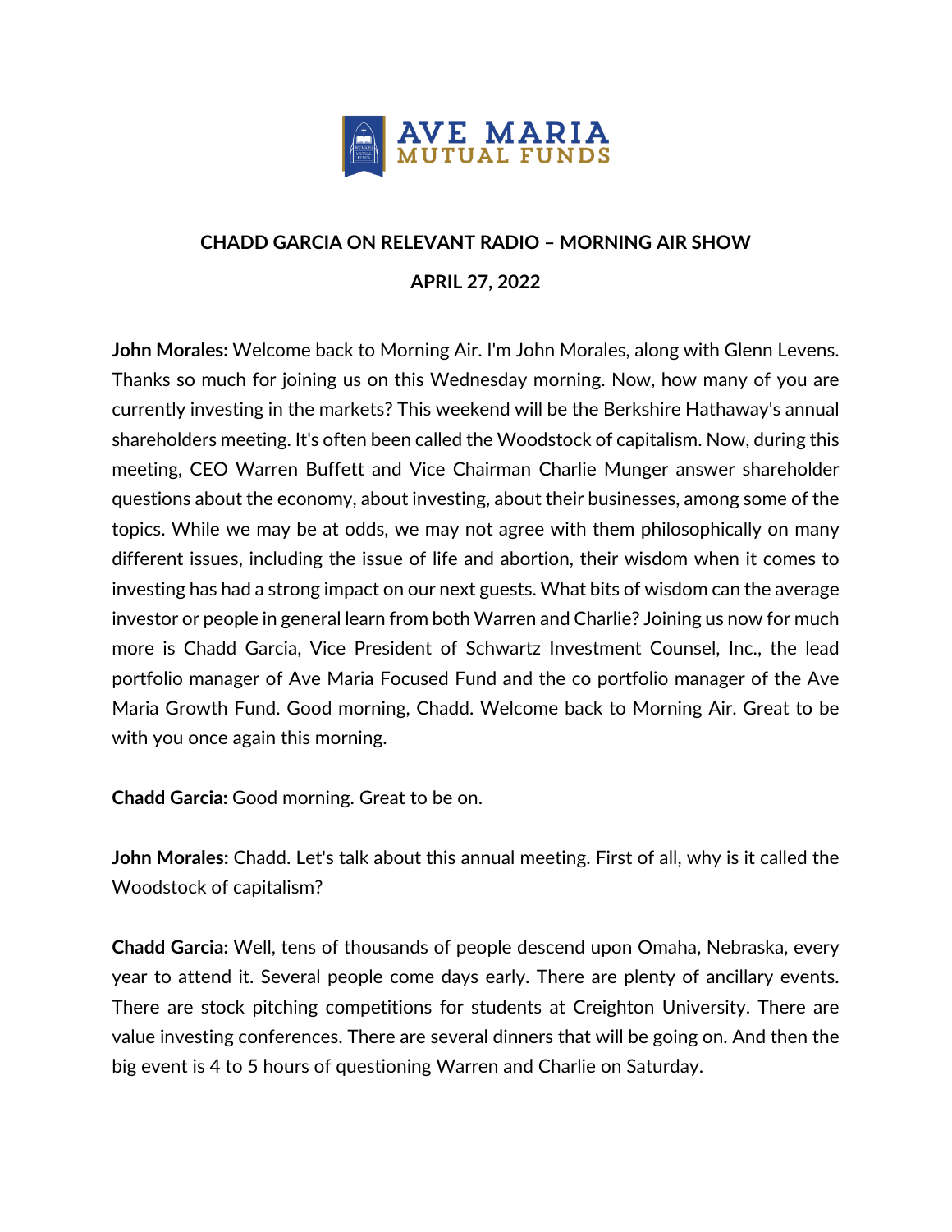# CHADD GARCIA ON RELEVANT RADIO – MORNING AIR SHOW

## APRIL 27, 2022

**John Morales:** Welcome back to Morning Air. I'm John Morales, along with Glenn Levens. Thanks so much for joining us on this Wednesday morning. Now, how many of you are currently investing in the markets? This weekend will be the Berkshire Hathaway's annual shareholders meeting. It's often been called the Woodstock of capitalism. Now, during this meeting, CEO Warren Buffett and Vice Chairman Charlie Munger answer shareholder questions about the economy, about investing, about their businesses, among some of the topics. While we may be at odds, we may not agree with them philosophically on many different issues, including the issue of life and abortion, their wisdom when it comes to investing has had a strong impact on our next guests. What bits of wisdom can the average investor or people in general learn from both Warren and Charlie? Joining us now for much more is Chadd Garcia, Vice President of Schwartz Investment Counsel, Inc., the lead portfolio manager of Ave Maria Focused Fund and the co portfolio manager of the Ave Maria Growth Fund. Good morning, Chadd. Welcome back to Morning Air. Great to be with you once again this morning.

**Chadd Garcia:** Good morning. Great to be on.

**John Morales:** Chadd. Let's talk about this annual meeting. First of all, why is it called the Woodstock of capitalism?

**Chadd Garcia:** Well, tens of thousands of people descend upon Omaha, Nebraska, every year to attend it. Several people come days early. There are plenty of ancillary events. There are stock pitching competitions for students at Creighton University. There are value investing conferences. There are several dinners that will be going on. And then the big event is 4 to 5 hours of questioning Warren and Charlie on Saturday.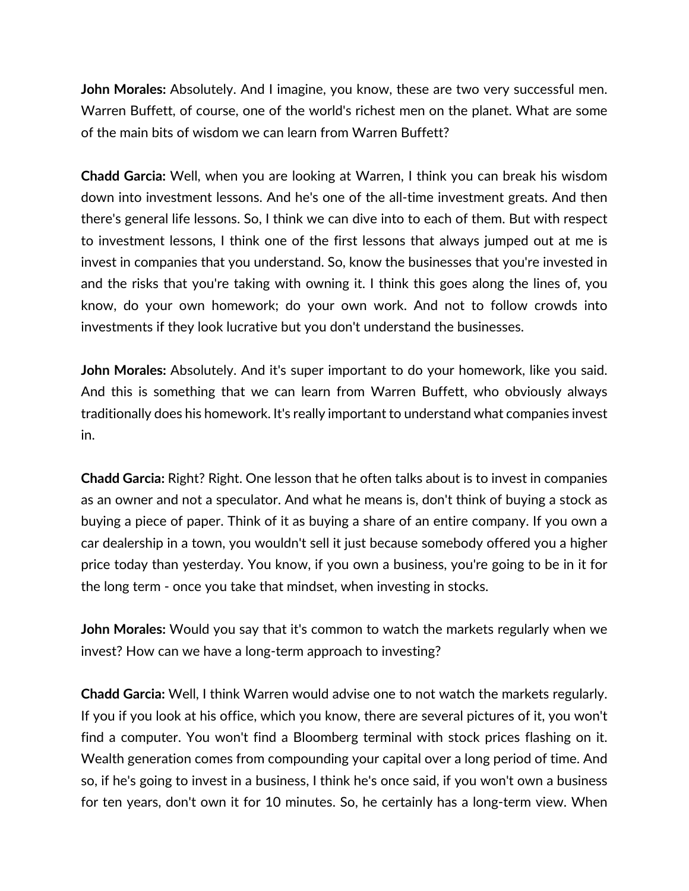**John Morales:** Absolutely. And I imagine, you know, these are two very successful men. Warren Buffett, of course, one of the world's richest men on the planet. What are some of the main bits of wisdom we can learn from Warren Buffett?

**Chadd Garcia:** Well, when you are looking at Warren, I think you can break his wisdom down into investment lessons. And he's one of the all-time investment greats. And then there's general life lessons. So, I think we can dive into to each of them. But with respect to investment lessons, I think one of the first lessons that always jumped out at me is invest in companies that you understand. So, know the businesses that you're invested in and the risks that you're taking with owning it. I think this goes along the lines of, you know, do your own homework; do your own work. And not to follow crowds into investments if they look lucrative but you don't understand the businesses.

**John Morales:** Absolutely. And it's super important to do your homework, like you said. And this is something that we can learn from Warren Buffett, who obviously always traditionally does his homework. It's really important to understand what companies invest in.

**Chadd Garcia:** Right? Right. One lesson that he often talks about is to invest in companies as an owner and not a speculator. And what he means is, don't think of buying a stock as buying a piece of paper. Think of it as buying a share of an entire company. If you own a car dealership in a town, you wouldn't sell it just because somebody offered you a higher price today than yesterday. You know, if you own a business, you're going to be in it for the long term - once you take that mindset, when investing in stocks.

**John Morales:** Would you say that it's common to watch the markets regularly when we invest? How can we have a long-term approach to investing?

**Chadd Garcia:** Well, I think Warren would advise one to not watch the markets regularly. If you if you look at his office, which you know, there are several pictures of it, you won't find a computer. You won't find a Bloomberg terminal with stock prices flashing on it. Wealth generation comes from compounding your capital over a long period of time. And so, if he's going to invest in a business, I think he's once said, if you won't own a business for ten years, don't own it for 10 minutes. So, he certainly has a long-term view. When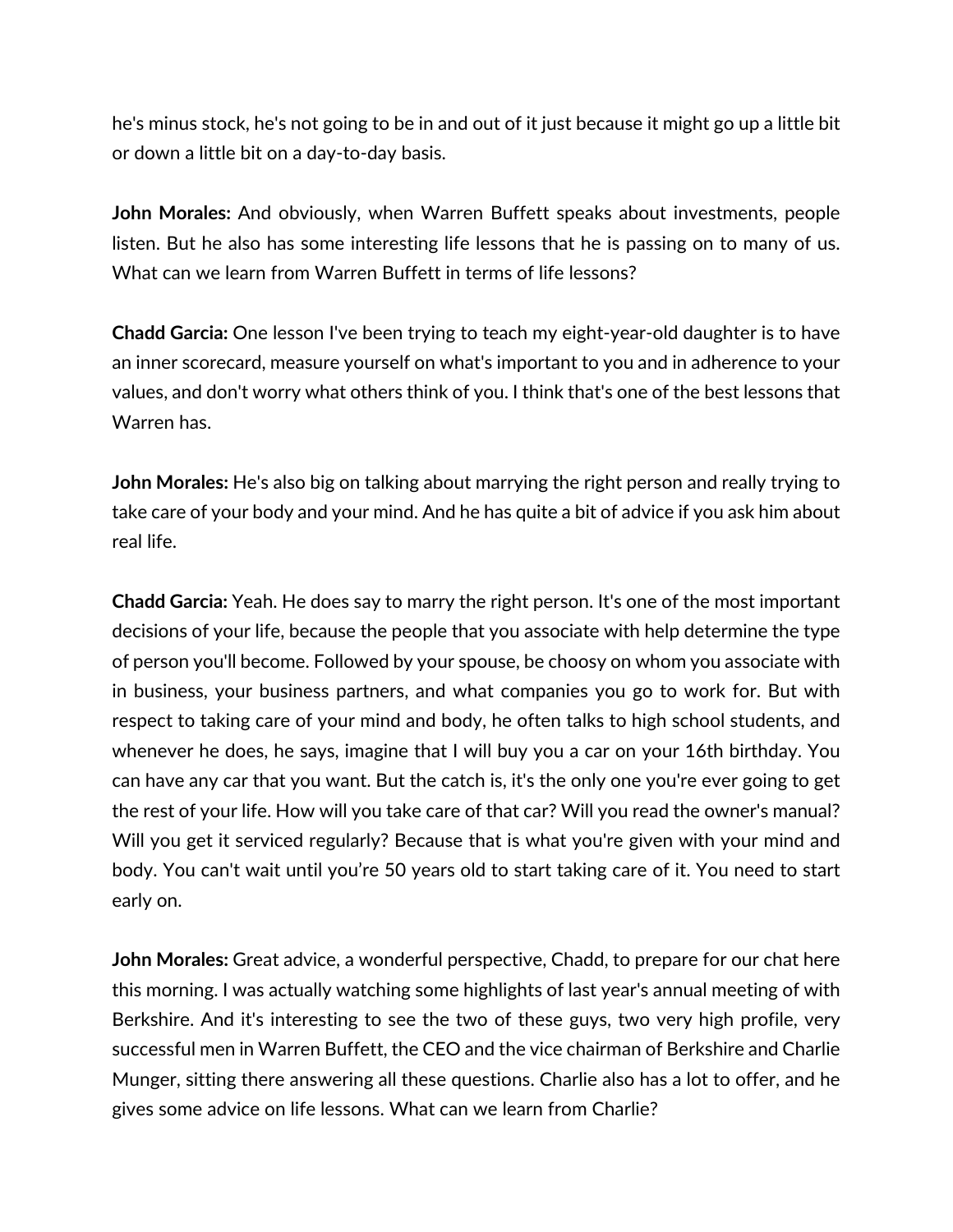he's minus stock, he's not going to be in and out of it just because it might go up a little bit or down a little bit on a day-to-day basis.

**John Morales:** And obviously, when Warren Buffett speaks about investments, people listen. But he also has some interesting life lessons that he is passing on to many of us. What can we learn from Warren Buffett in terms of life lessons?

**Chadd Garcia:** One lesson I've been trying to teach my eight-year-old daughter is to have an inner scorecard, measure yourself on what's important to you and in adherence to your values, and don't worry what others think of you. I think that's one of the best lessons that Warren has.

**John Morales:** He's also big on talking about marrying the right person and really trying to take care of your body and your mind. And he has quite a bit of advice if you ask him about real life.

**Chadd Garcia:** Yeah. He does say to marry the right person. It's one of the most important decisions of your life, because the people that you associate with help determine the type of person you'll become. Followed by your spouse, be choosy on whom you associate with in business, your business partners, and what companies you go to work for. But with respect to taking care of your mind and body, he often talks to high school students, and whenever he does, he says, imagine that I will buy you a car on your 16th birthday. You can have any car that you want. But the catch is, it's the only one you're ever going to get the rest of your life. How will you take care of that car? Will you read the owner's manual? Will you get it serviced regularly? Because that is what you're given with your mind and body. You can't wait until you're 50 years old to start taking care of it. You need to start early on.

**John Morales:** Great advice, a wonderful perspective, Chadd, to prepare for our chat here this morning. I was actually watching some highlights of last year's annual meeting of with Berkshire. And it's interesting to see the two of these guys, two very high profile, very successful men in Warren Buffett, the CEO and the vice chairman of Berkshire and Charlie Munger, sitting there answering all these questions. Charlie also has a lot to offer, and he gives some advice on life lessons. What can we learn from Charlie?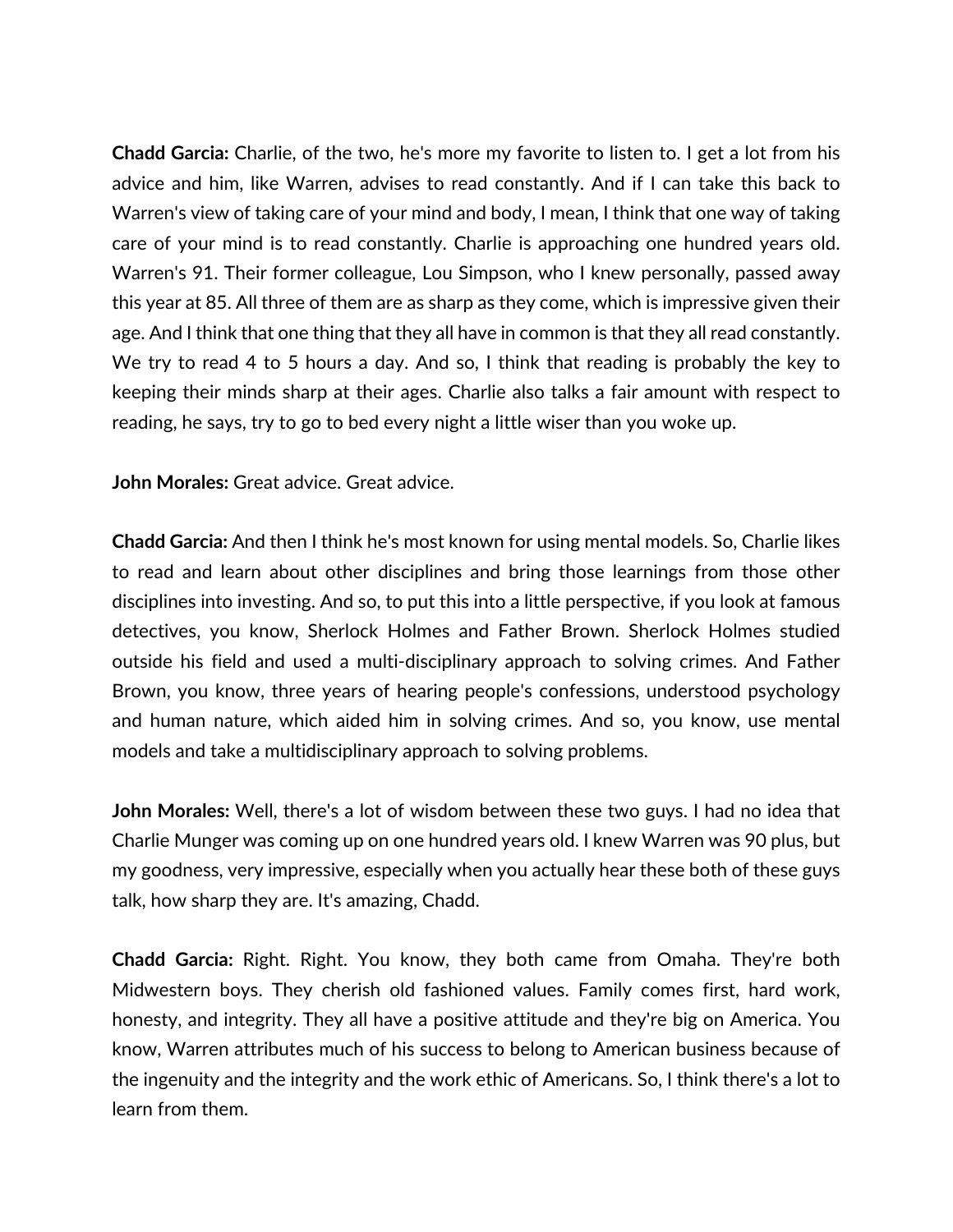**Chadd Garcia:** Charlie, of the two, he's more my favorite to listen to. I get a lot from his advice and him, like Warren, advises to read constantly. And if I can take this back to Warren's view of taking care of your mind and body, I mean, I think that one way of taking care of your mind is to read constantly. Charlie is approaching one hundred years old. Warren's 91. Their former colleague, Lou Simpson, who I knew personally, passed away this year at 85. All three of them are as sharp as they come, which is impressive given their age. And I think that one thing that they all have in common is that they all read constantly. We try to read 4 to 5 hours a day. And so, I think that reading is probably the key to keeping their minds sharp at their ages. Charlie also talks a fair amount with respect to reading, he says, try to go to bed every night a little wiser than you woke up.

**John Morales:** Great advice. Great advice.

**Chadd Garcia:** And then I think he's most known for using mental models. So, Charlie likes to read and learn about other disciplines and bring those learnings from those other disciplines into investing. And so, to put this into a little perspective, if you look at famous detectives, you know, Sherlock Holmes and Father Brown. Sherlock Holmes studied outside his field and used a multi-disciplinary approach to solving crimes. And Father Brown, you know, three years of hearing people's confessions, understood psychology and human nature, which aided him in solving crimes. And so, you know, use mental models and take a multidisciplinary approach to solving problems.

**John Morales:** Well, there's a lot of wisdom between these two guys. I had no idea that Charlie Munger was coming up on one hundred years old. I knew Warren was 90 plus, but my goodness, very impressive, especially when you actually hear these both of these guys talk, how sharp they are. It's amazing, Chadd.

**Chadd Garcia:** Right. Right. You know, they both came from Omaha. They're both Midwestern boys. They cherish old fashioned values. Family comes first, hard work, honesty, and integrity. They all have a positive attitude and they're big on America. You know, Warren attributes much of his success to belong to American business because of the ingenuity and the integrity and the work ethic of Americans. So, I think there's a lot to learn from them.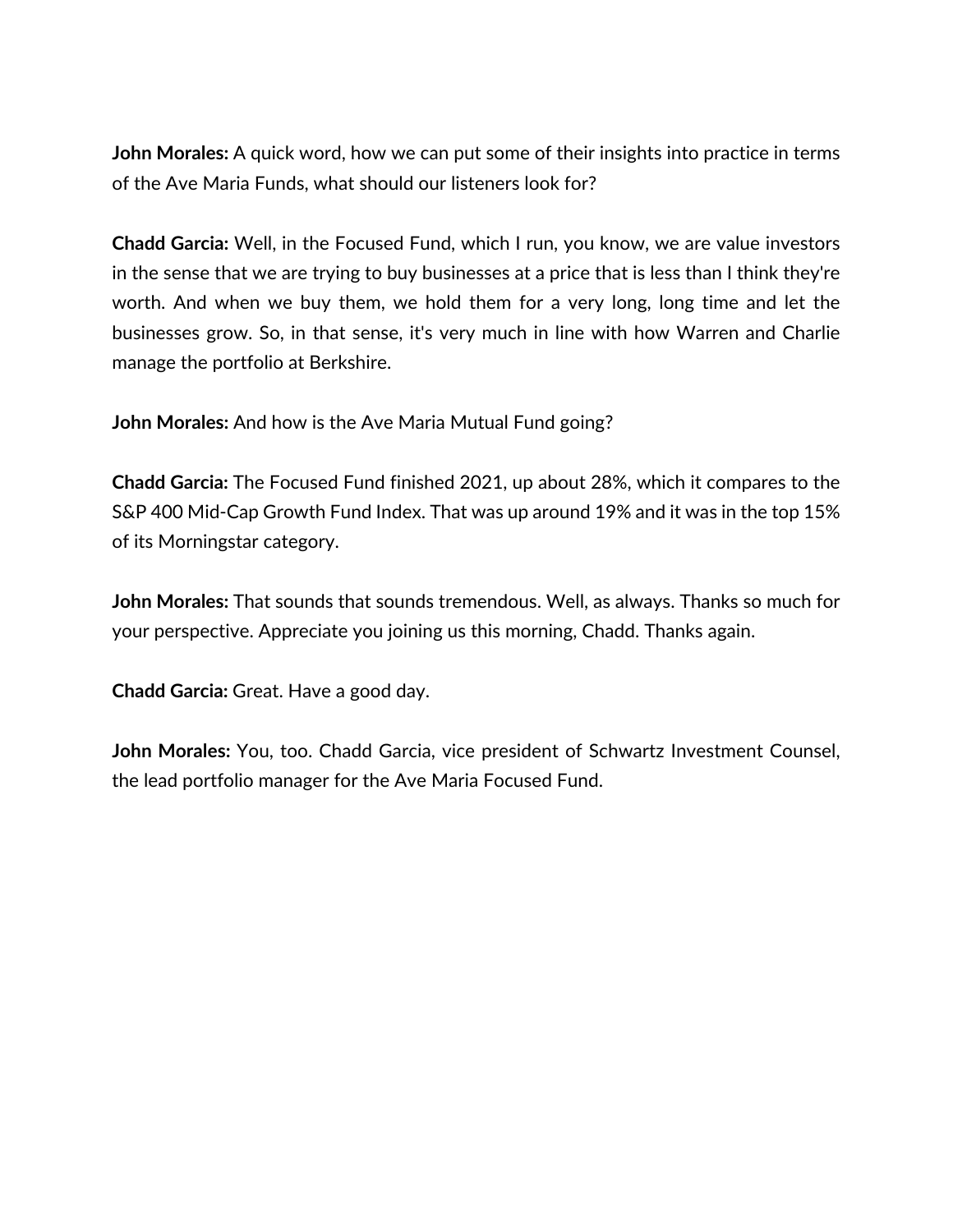**John Morales:** A quick word, how we can put some of their insights into practice in terms of the Ave Maria Funds, what should our listeners look for?

**Chadd Garcia:** Well, in the Focused Fund, which I run, you know, we are value investors in the sense that we are trying to buy businesses at a price that is less than I think they're worth. And when we buy them, we hold them for a very long, long time and let the businesses grow. So, in that sense, it's very much in line with how Warren and Charlie manage the portfolio at Berkshire.

**John Morales:** And how is the Ave Maria Mutual Fund going?

**Chadd Garcia:** The Focused Fund finished 2021, up about 28%, which it compares to the S&P 400 Mid-Cap Growth Fund Index. That was up around 19% and it was in the top 15% of its Morningstar category.

**John Morales:** That sounds that sounds tremendous. Well, as always. Thanks so much for your perspective. Appreciate you joining us this morning, Chadd. Thanks again.

**Chadd Garcia:** Great. Have a good day.

**John Morales:** You, too. Chadd Garcia, vice president of Schwartz Investment Counsel, the lead portfolio manager for the Ave Maria Focused Fund.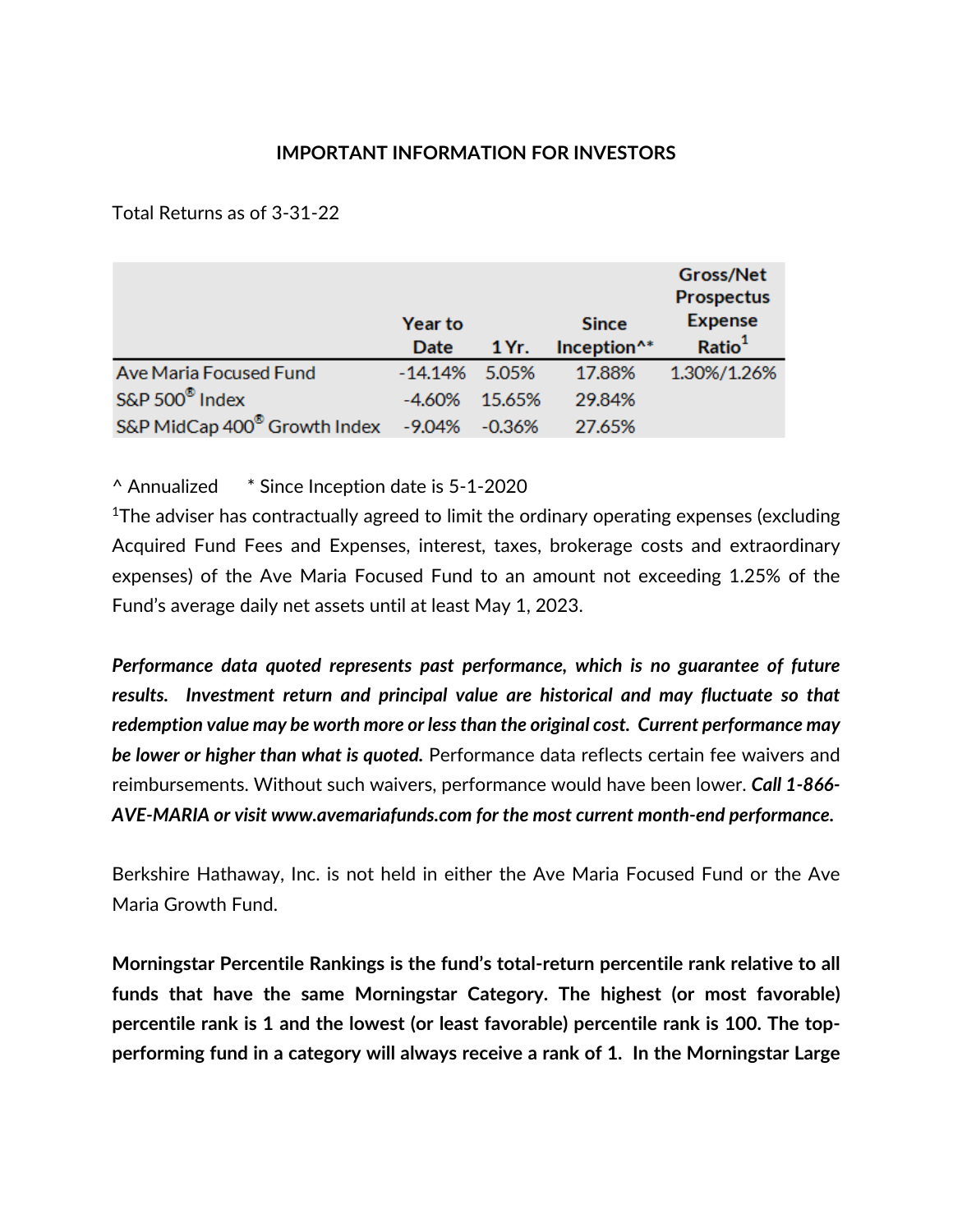**IMPORTANT INFORMATION FOR INVESTORS**

Total Returns as of 3-31-22

| | Year to Date | 1 Yr. | Since Inception^* | Gross/Net Prospectus Expense Ratio[1] |
|---|---|---|---|---|
| Ave Maria Focused Fund | -14.14% | 5.05% | 17.88% | 1.30%/1.26% |
| S&P 500® Index | -4.60% | 15.65% | 29.84% | |
| S&P MidCap 400® Growth Index | -9.04% | -0.36% | 27.65% | |

^ Annualized * Since Inception date is 5-1-2020

[1]The adviser has contractually agreed to limit the ordinary operating expenses (excluding Acquired Fund Fees and Expenses, interest, taxes, brokerage costs and extraordinary expenses) of the Ave Maria Focused Fund to an amount not exceeding 1.25% of the Fund's average daily net assets until at least May 1, 2023.

***Performance data quoted represents past performance, which is no guarantee of future results. Investment return and principal value are historical and may fluctuate so that redemption value may be worth more or less than the original cost. Current performance may be lower or higher than what is quoted.*** Performance data reflects certain fee waivers and reimbursements. Without such waivers, performance would have been lower. ***Call 1-866-AVE-MARIA or visit www.avemariafunds.com for the most current month-end performance.***

Berkshire Hathaway, Inc. is not held in either the Ave Maria Focused Fund or the Ave Maria Growth Fund.

**Morningstar Percentile Rankings is the fund's total-return percentile rank relative to all funds that have the same Morningstar Category. The highest (or most favorable) percentile rank is 1 and the lowest (or least favorable) percentile rank is 100. The top-performing fund in a category will always receive a rank of 1. In the Morningstar Large**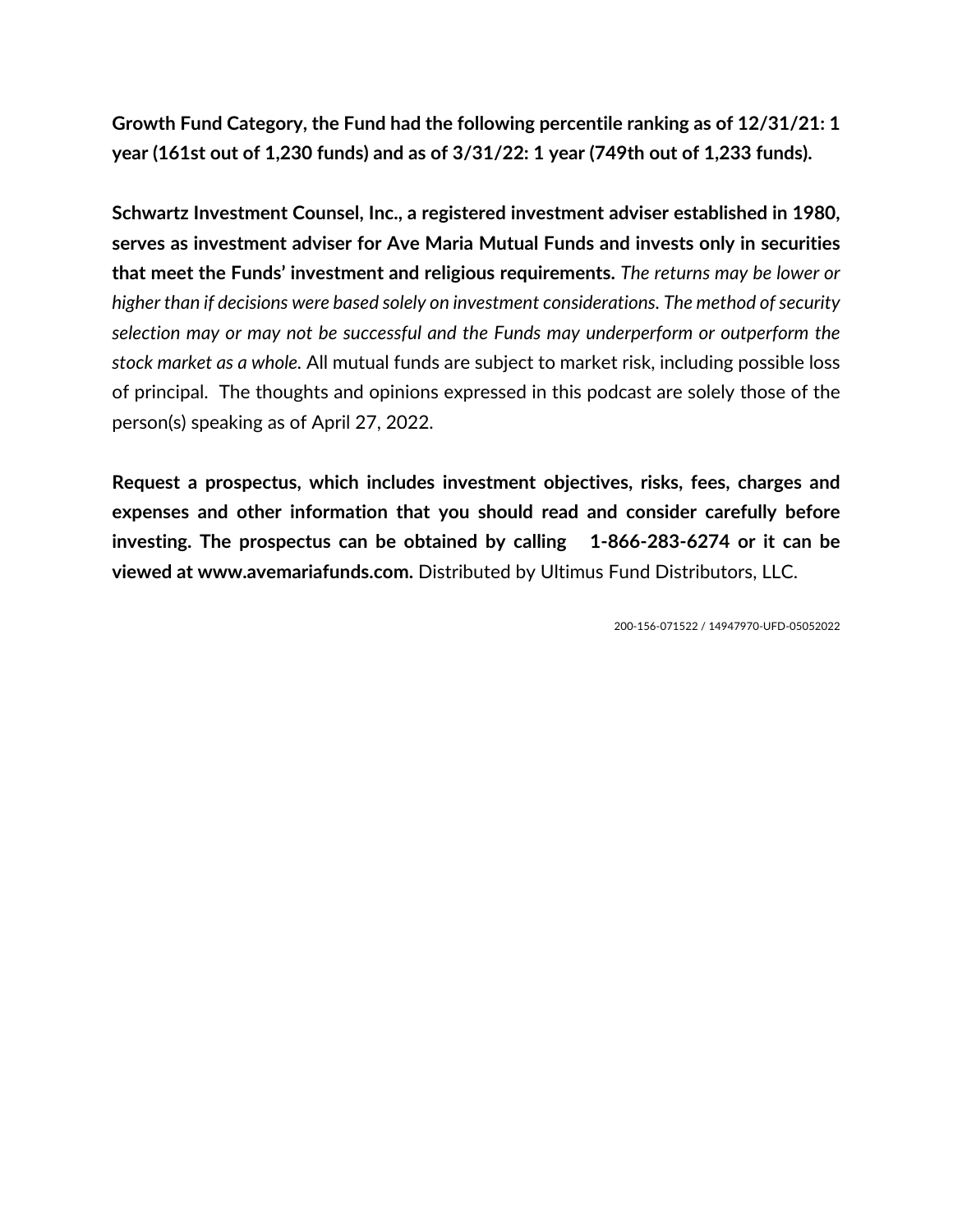**Growth Fund Category, the Fund had the following percentile ranking as of 12/31/21: 1 year (161st out of 1,230 funds) and as of 3/31/22: 1 year (749th out of 1,233 funds).**

**Schwartz Investment Counsel, Inc., a registered investment adviser established in 1980, serves as investment adviser for Ave Maria Mutual Funds and invests only in securities that meet the Funds' investment and religious requirements.** *The returns may be lower or higher than if decisions were based solely on investment considerations. The method of security selection may or may not be successful and the Funds may underperform or outperform the stock market as a whole.* All mutual funds are subject to market risk, including possible loss of principal. The thoughts and opinions expressed in this podcast are solely those of the person(s) speaking as of April 27, 2022.

**Request a prospectus, which includes investment objectives, risks, fees, charges and expenses and other information that you should read and consider carefully before investing. The prospectus can be obtained by calling 1-866-283-6274 or it can be viewed at www.avemariafunds.com.** Distributed by Ultimus Fund Distributors, LLC.

200-156-071522 / 14947970-UFD-05052022